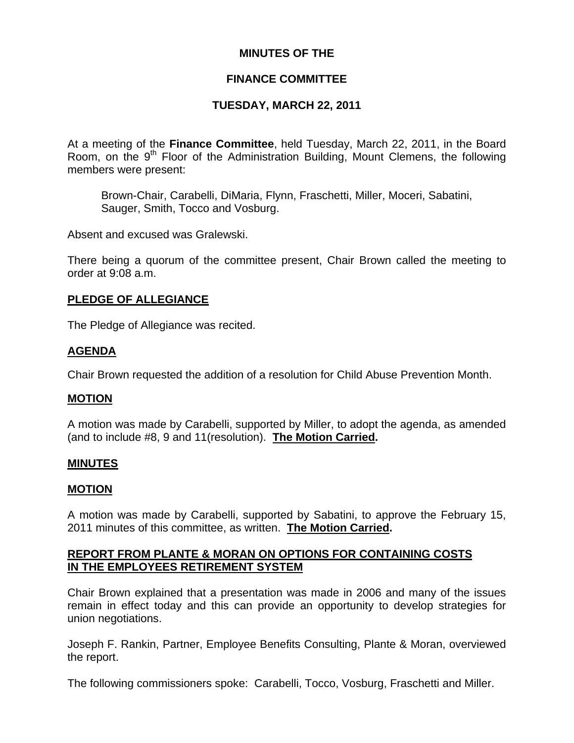**MINUTES OF THE**

**FINANCE COMMITTEE**

**TUESDAY, MARCH 22, 2011**

At a meeting of the **Finance Committee**, held Tuesday, March 22, 2011, in the Board Room, on the 9th Floor of the Administration Building, Mount Clemens, the following members were present:

> Brown-Chair, Carabelli, DiMaria, Flynn, Fraschetti, Miller, Moceri, Sabatini, Sauger, Smith, Tocco and Vosburg.

Absent and excused was Gralewski.

There being a quorum of the committee present, Chair Brown called the meeting to order at 9:08 a.m.

**PLEDGE OF ALLEGIANCE**

The Pledge of Allegiance was recited.

**AGENDA**

Chair Brown requested the addition of a resolution for Child Abuse Prevention Month.

**MOTION**

A motion was made by Carabelli, supported by Miller, to adopt the agenda, as amended (and to include #8, 9 and 11(resolution). **The Motion Carried.**

**MINUTES**

**MOTION**

A motion was made by Carabelli, supported by Sabatini, to approve the February 15, 2011 minutes of this committee, as written. **The Motion Carried.**

**REPORT FROM PLANTE & MORAN ON OPTIONS FOR CONTAINING COSTS IN THE EMPLOYEES RETIREMENT SYSTEM**

Chair Brown explained that a presentation was made in 2006 and many of the issues remain in effect today and this can provide an opportunity to develop strategies for union negotiations.

Joseph F. Rankin, Partner, Employee Benefits Consulting, Plante & Moran, overviewed the report.

The following commissioners spoke: Carabelli, Tocco, Vosburg, Fraschetti and Miller.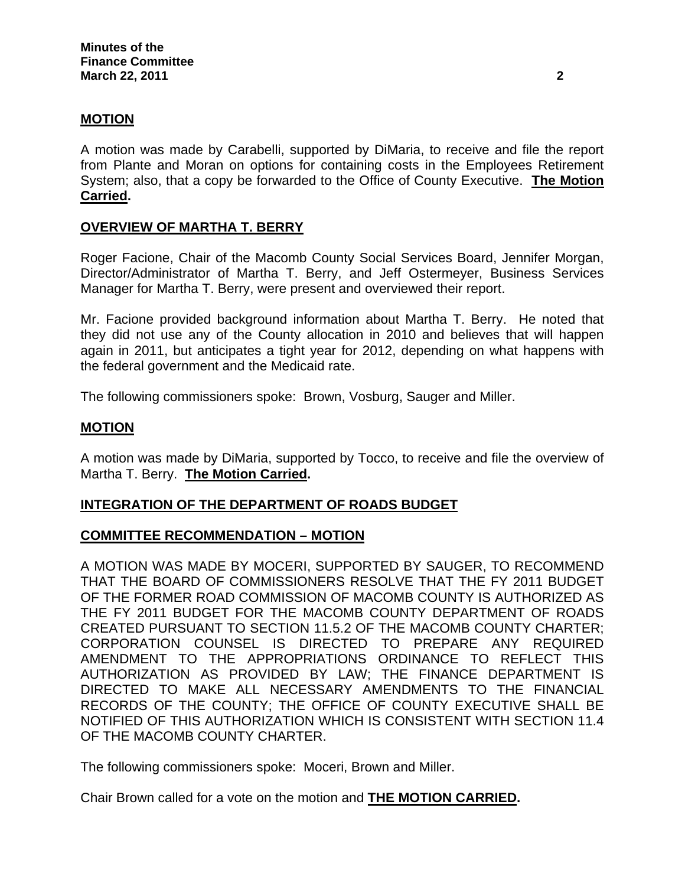**MOTION**

A motion was made by Carabelli, supported by DiMaria, to receive and file the report from Plante and Moran on options for containing costs in the Employees Retirement System; also, that a copy be forwarded to the Office of County Executive. **The Motion Carried.**

**OVERVIEW OF MARTHA T. BERRY**

Roger Facione, Chair of the Macomb County Social Services Board, Jennifer Morgan, Director/Administrator of Martha T. Berry, and Jeff Ostermeyer, Business Services Manager for Martha T. Berry, were present and overviewed their report.

Mr. Facione provided background information about Martha T. Berry. He noted that they did not use any of the County allocation in 2010 and believes that will happen again in 2011, but anticipates a tight year for 2012, depending on what happens with the federal government and the Medicaid rate.

The following commissioners spoke: Brown, Vosburg, Sauger and Miller.

**MOTION**

A motion was made by DiMaria, supported by Tocco, to receive and file the overview of Martha T. Berry. **The Motion Carried.**

**INTEGRATION OF THE DEPARTMENT OF ROADS BUDGET**

**COMMITTEE RECOMMENDATION – MOTION**

A MOTION WAS MADE BY MOCERI, SUPPORTED BY SAUGER, TO RECOMMEND THAT THE BOARD OF COMMISSIONERS RESOLVE THAT THE FY 2011 BUDGET OF THE FORMER ROAD COMMISSION OF MACOMB COUNTY IS AUTHORIZED AS THE FY 2011 BUDGET FOR THE MACOMB COUNTY DEPARTMENT OF ROADS CREATED PURSUANT TO SECTION 11.5.2 OF THE MACOMB COUNTY CHARTER; CORPORATION COUNSEL IS DIRECTED TO PREPARE ANY REQUIRED AMENDMENT TO THE APPROPRIATIONS ORDINANCE TO REFLECT THIS AUTHORIZATION AS PROVIDED BY LAW; THE FINANCE DEPARTMENT IS DIRECTED TO MAKE ALL NECESSARY AMENDMENTS TO THE FINANCIAL RECORDS OF THE COUNTY; THE OFFICE OF COUNTY EXECUTIVE SHALL BE NOTIFIED OF THIS AUTHORIZATION WHICH IS CONSISTENT WITH SECTION 11.4 OF THE MACOMB COUNTY CHARTER.

The following commissioners spoke: Moceri, Brown and Miller.

Chair Brown called for a vote on the motion and **THE MOTION CARRIED.**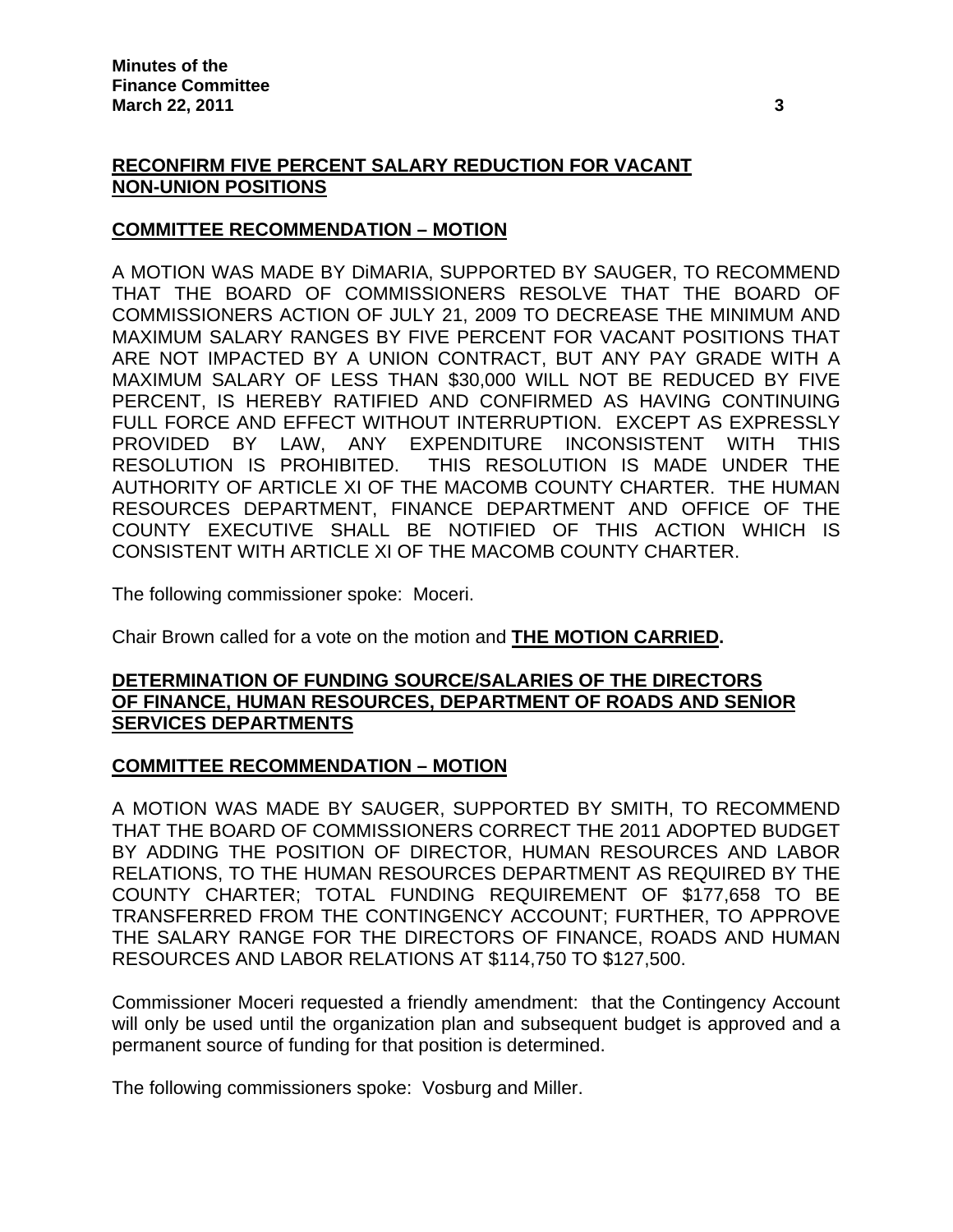**RECONFIRM FIVE PERCENT SALARY REDUCTION FOR VACANT NON-UNION POSITIONS**

**COMMITTEE RECOMMENDATION – MOTION**

A MOTION WAS MADE BY DiMARIA, SUPPORTED BY SAUGER, TO RECOMMEND THAT THE BOARD OF COMMISSIONERS RESOLVE THAT THE BOARD OF COMMISSIONERS ACTION OF JULY 21, 2009 TO DECREASE THE MINIMUM AND MAXIMUM SALARY RANGES BY FIVE PERCENT FOR VACANT POSITIONS THAT ARE NOT IMPACTED BY A UNION CONTRACT, BUT ANY PAY GRADE WITH A MAXIMUM SALARY OF LESS THAN $30,000 WILL NOT BE REDUCED BY FIVE PERCENT, IS HEREBY RATIFIED AND CONFIRMED AS HAVING CONTINUING FULL FORCE AND EFFECT WITHOUT INTERRUPTION. EXCEPT AS EXPRESSLY PROVIDED BY LAW, ANY EXPENDITURE INCONSISTENT WITH THIS RESOLUTION IS PROHIBITED. THIS RESOLUTION IS MADE UNDER THE AUTHORITY OF ARTICLE XI OF THE MACOMB COUNTY CHARTER. THE HUMAN RESOURCES DEPARTMENT, FINANCE DEPARTMENT AND OFFICE OF THE COUNTY EXECUTIVE SHALL BE NOTIFIED OF THIS ACTION WHICH IS CONSISTENT WITH ARTICLE XI OF THE MACOMB COUNTY CHARTER.

The following commissioner spoke: Moceri.

Chair Brown called for a vote on the motion and **THE MOTION CARRIED.**

**DETERMINATION OF FUNDING SOURCE/SALARIES OF THE DIRECTORS OF FINANCE, HUMAN RESOURCES, DEPARTMENT OF ROADS AND SENIOR SERVICES DEPARTMENTS**

**COMMITTEE RECOMMENDATION – MOTION**

A MOTION WAS MADE BY SAUGER, SUPPORTED BY SMITH, TO RECOMMEND THAT THE BOARD OF COMMISSIONERS CORRECT THE 2011 ADOPTED BUDGET BY ADDING THE POSITION OF DIRECTOR, HUMAN RESOURCES AND LABOR RELATIONS, TO THE HUMAN RESOURCES DEPARTMENT AS REQUIRED BY THE COUNTY CHARTER; TOTAL FUNDING REQUIREMENT OF $177,658 TO BE TRANSFERRED FROM THE CONTINGENCY ACCOUNT; FURTHER, TO APPROVE THE SALARY RANGE FOR THE DIRECTORS OF FINANCE, ROADS AND HUMAN RESOURCES AND LABOR RELATIONS AT $114,750 TO $127,500.

Commissioner Moceri requested a friendly amendment: that the Contingency Account will only be used until the organization plan and subsequent budget is approved and a permanent source of funding for that position is determined.

The following commissioners spoke: Vosburg and Miller.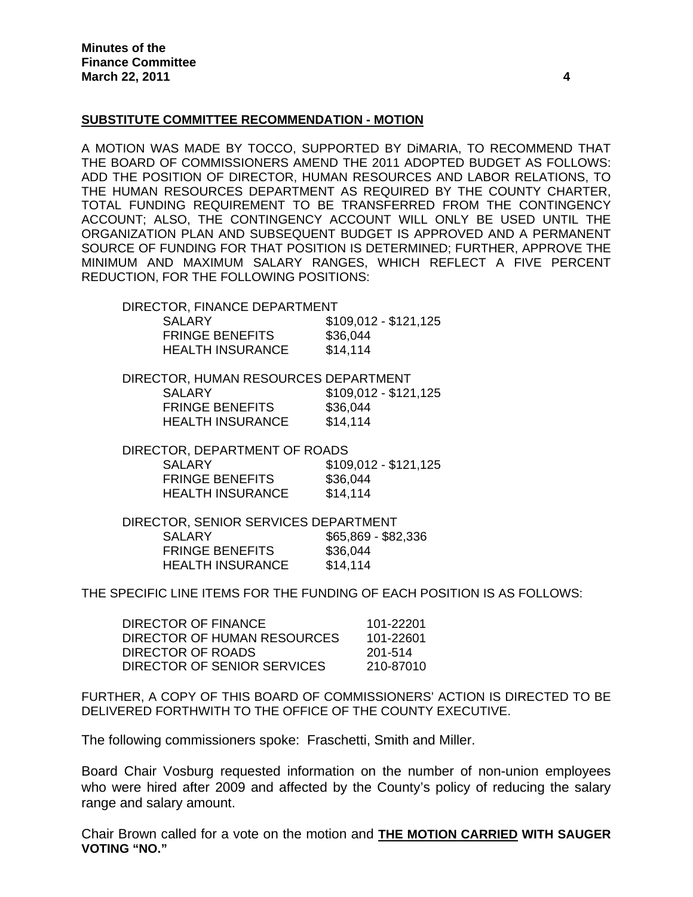**SUBSTITUTE COMMITTEE RECOMMENDATION - MOTION**

A MOTION WAS MADE BY TOCCO, SUPPORTED BY DiMARIA, TO RECOMMEND THAT THE BOARD OF COMMISSIONERS AMEND THE 2011 ADOPTED BUDGET AS FOLLOWS: ADD THE POSITION OF DIRECTOR, HUMAN RESOURCES AND LABOR RELATIONS, TO THE HUMAN RESOURCES DEPARTMENT AS REQUIRED BY THE COUNTY CHARTER, TOTAL FUNDING REQUIREMENT TO BE TRANSFERRED FROM THE CONTINGENCY ACCOUNT; ALSO, THE CONTINGENCY ACCOUNT WILL ONLY BE USED UNTIL THE ORGANIZATION PLAN AND SUBSEQUENT BUDGET IS APPROVED AND A PERMANENT SOURCE OF FUNDING FOR THAT POSITION IS DETERMINED; FURTHER, APPROVE THE MINIMUM AND MAXIMUM SALARY RANGES, WHICH REFLECT A FIVE PERCENT REDUCTION, FOR THE FOLLOWING POSITIONS:

DIRECTOR, FINANCE DEPARTMENT

| | |
|---|---|
| SALARY | $109,012 - $121,125 |
| FRINGE BENEFITS | $36,044 |
| HEALTH INSURANCE | $14,114 |

DIRECTOR, HUMAN RESOURCES DEPARTMENT

| | |
|---|---|
| SALARY | $109,012 - $121,125 |
| FRINGE BENEFITS | $36,044 |
| HEALTH INSURANCE | $14,114 |

DIRECTOR, DEPARTMENT OF ROADS

| | |
|---|---|
| SALARY | $109,012 - $121,125 |
| FRINGE BENEFITS | $36,044 |
| HEALTH INSURANCE | $14,114 |

DIRECTOR, SENIOR SERVICES DEPARTMENT

| | |
|---|---|
| SALARY | $65,869 - $82,336 |
| FRINGE BENEFITS | $36,044 |
| HEALTH INSURANCE | $14,114 |

THE SPECIFIC LINE ITEMS FOR THE FUNDING OF EACH POSITION IS AS FOLLOWS:

| | |
|---|---|
| DIRECTOR OF FINANCE | 101-22201 |
| DIRECTOR OF HUMAN RESOURCES | 101-22601 |
| DIRECTOR OF ROADS | 201-514 |
| DIRECTOR OF SENIOR SERVICES | 210-87010 |

FURTHER, A COPY OF THIS BOARD OF COMMISSIONERS' ACTION IS DIRECTED TO BE DELIVERED FORTHWITH TO THE OFFICE OF THE COUNTY EXECUTIVE.

The following commissioners spoke: Fraschetti, Smith and Miller.

Board Chair Vosburg requested information on the number of non-union employees who were hired after 2009 and affected by the County's policy of reducing the salary range and salary amount.

Chair Brown called for a vote on the motion and **THE MOTION CARRIED WITH SAUGER VOTING "NO."**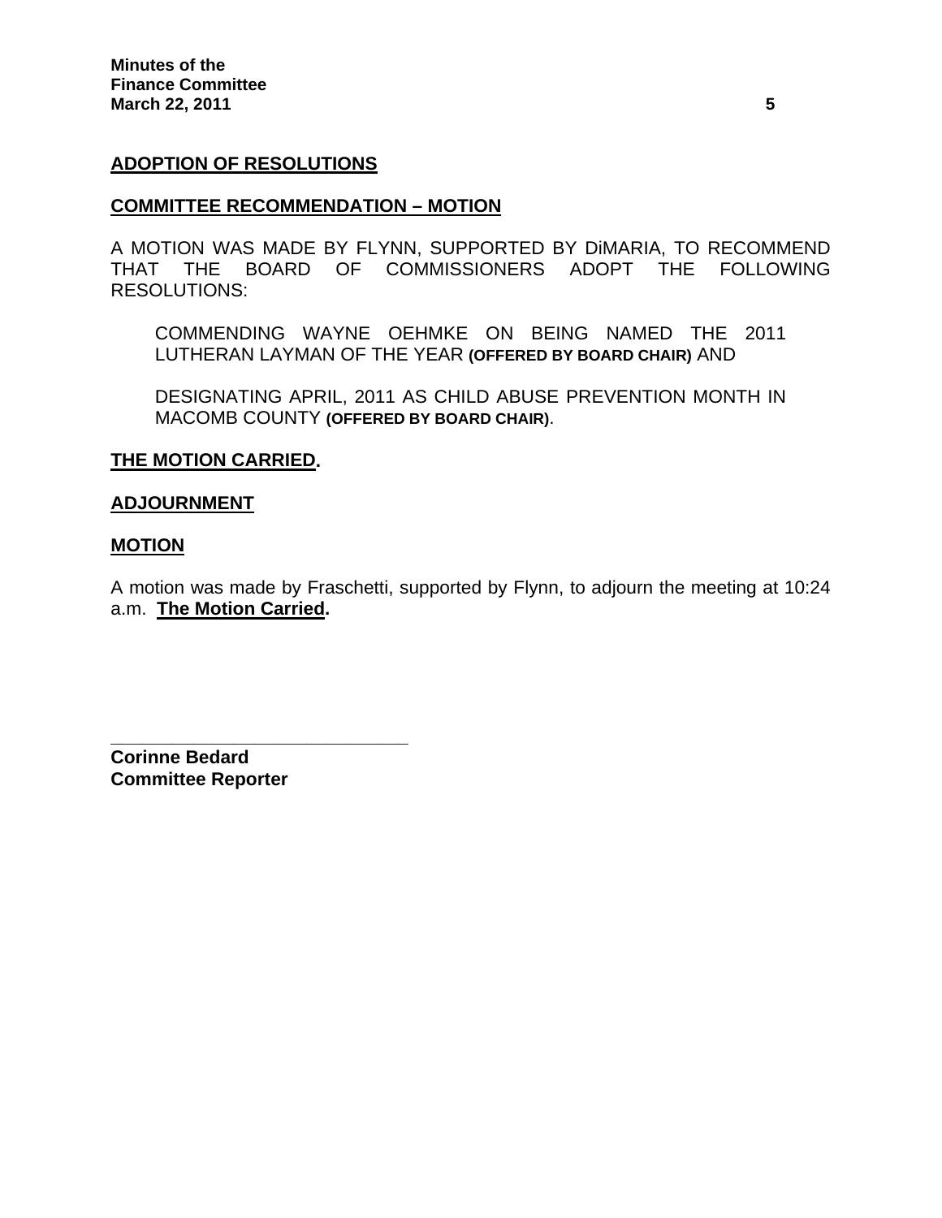**ADOPTION OF RESOLUTIONS**

**COMMITTEE RECOMMENDATION – MOTION**

A MOTION WAS MADE BY FLYNN, SUPPORTED BY DiMARIA, TO RECOMMEND THAT THE BOARD OF COMMISSIONERS ADOPT THE FOLLOWING RESOLUTIONS:

COMMENDING WAYNE OEHMKE ON BEING NAMED THE 2011 LUTHERAN LAYMAN OF THE YEAR **(OFFERED BY BOARD CHAIR)** AND

DESIGNATING APRIL, 2011 AS CHILD ABUSE PREVENTION MONTH IN MACOMB COUNTY **(OFFERED BY BOARD CHAIR)**.

**THE MOTION CARRIED.**

**ADJOURNMENT**

**MOTION**

A motion was made by Fraschetti, supported by Flynn, to adjourn the meeting at 10:24 a.m. **The Motion Carried.**

______________________________

**Corinne Bedard**
**Committee Reporter**